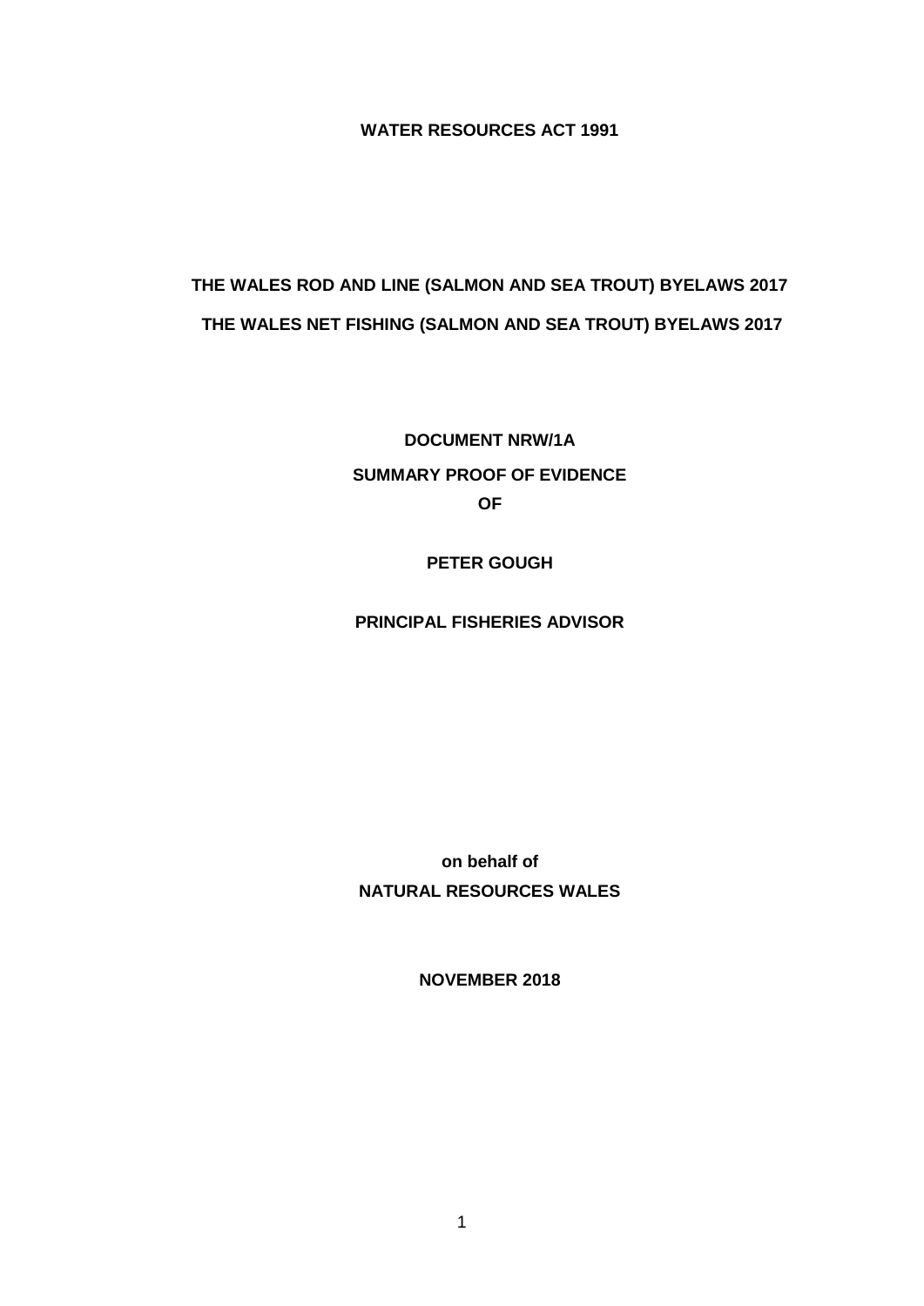**WATER RESOURCES ACT 1991**

**THE WALES ROD AND LINE (SALMON AND SEA TROUT) BYELAWS 2017**

**THE WALES NET FISHING (SALMON AND SEA TROUT) BYELAWS 2017**

**DOCUMENT NRW/1A**

**SUMMARY PROOF OF EVIDENCE**

**OF**

**PETER GOUGH**

**PRINCIPAL FISHERIES ADVISOR**

**on behalf of**

**NATURAL RESOURCES WALES**

**NOVEMBER 2018**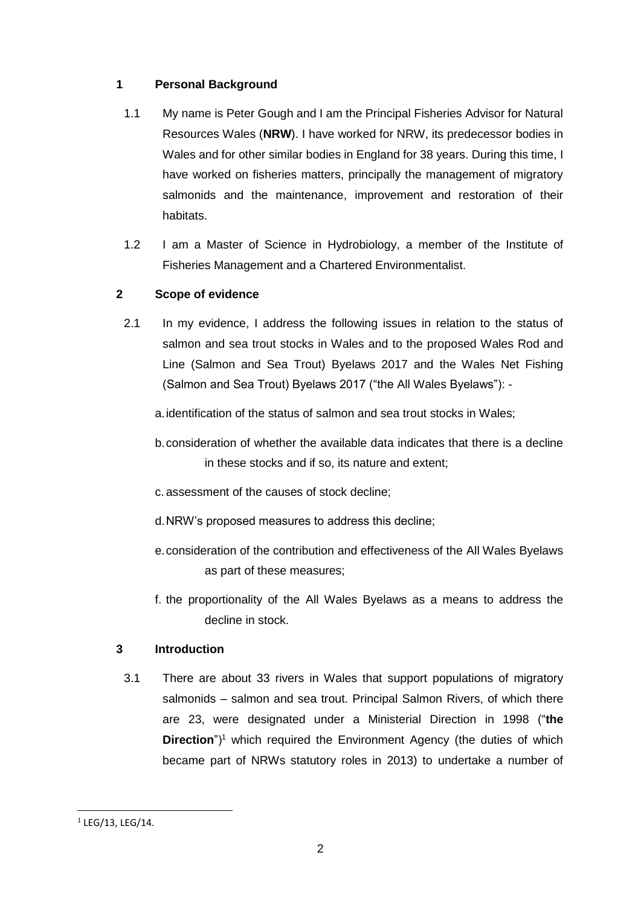## 1 Personal Background

1.1 My name is Peter Gough and I am the Principal Fisheries Advisor for Natural Resources Wales (**NRW**). I have worked for NRW, its predecessor bodies in Wales and for other similar bodies in England for 38 years. During this time, I have worked on fisheries matters, principally the management of migratory salmonids and the maintenance, improvement and restoration of their habitats.

1.2 I am a Master of Science in Hydrobiology, a member of the Institute of Fisheries Management and a Chartered Environmentalist.

## 2 Scope of evidence

2.1 In my evidence, I address the following issues in relation to the status of salmon and sea trout stocks in Wales and to the proposed Wales Rod and Line (Salmon and Sea Trout) Byelaws 2017 and the Wales Net Fishing (Salmon and Sea Trout) Byelaws 2017 ("the All Wales Byelaws"): -

a. identification of the status of salmon and sea trout stocks in Wales;

b. consideration of whether the available data indicates that there is a decline in these stocks and if so, its nature and extent;

c. assessment of the causes of stock decline;

d. NRW's proposed measures to address this decline;

e. consideration of the contribution and effectiveness of the All Wales Byelaws as part of these measures;

f. the proportionality of the All Wales Byelaws as a means to address the decline in stock.

## 3 Introduction

3.1 There are about 33 rivers in Wales that support populations of migratory salmonids – salmon and sea trout. Principal Salmon Rivers, of which there are 23, were designated under a Ministerial Direction in 1998 ("**the Direction**")[1] which required the Environment Agency (the duties of which became part of NRWs statutory roles in 2013) to undertake a number of

---

[1] LEG/13, LEG/14.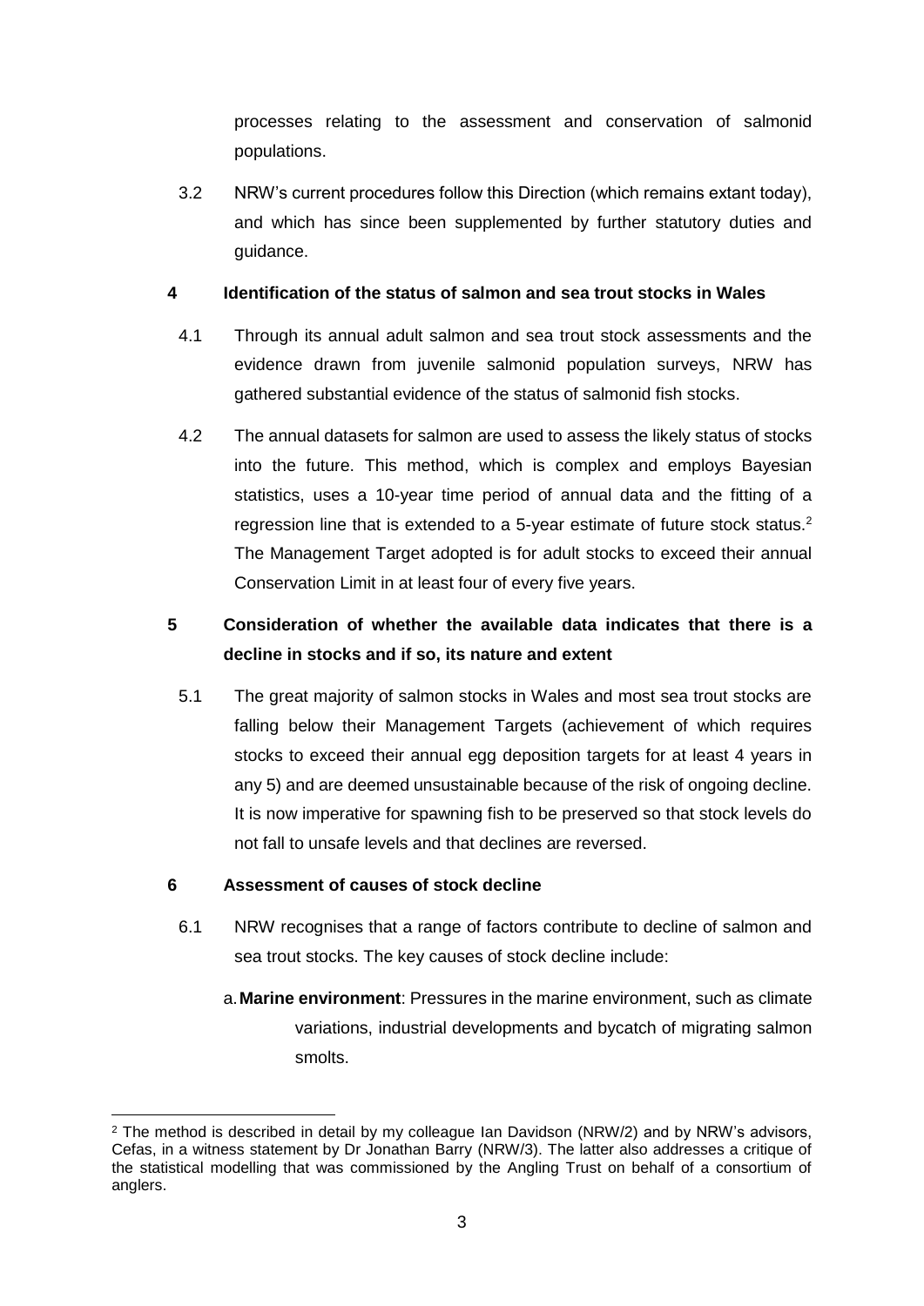processes relating to the assessment and conservation of salmonid populations.

3.2 NRW's current procedures follow this Direction (which remains extant today), and which has since been supplemented by further statutory duties and guidance.

## 4 Identification of the status of salmon and sea trout stocks in Wales

4.1 Through its annual adult salmon and sea trout stock assessments and the evidence drawn from juvenile salmonid population surveys, NRW has gathered substantial evidence of the status of salmonid fish stocks.

4.2 The annual datasets for salmon are used to assess the likely status of stocks into the future. This method, which is complex and employs Bayesian statistics, uses a 10-year time period of annual data and the fitting of a regression line that is extended to a 5-year estimate of future stock status.[2] The Management Target adopted is for adult stocks to exceed their annual Conservation Limit in at least four of every five years.

## 5 Consideration of whether the available data indicates that there is a decline in stocks and if so, its nature and extent

5.1 The great majority of salmon stocks in Wales and most sea trout stocks are falling below their Management Targets (achievement of which requires stocks to exceed their annual egg deposition targets for at least 4 years in any 5) and are deemed unsustainable because of the risk of ongoing decline. It is now imperative for spawning fish to be preserved so that stock levels do not fall to unsafe levels and that declines are reversed.

## 6 Assessment of causes of stock decline

6.1 NRW recognises that a range of factors contribute to decline of salmon and sea trout stocks. The key causes of stock decline include:

a. **Marine environment**: Pressures in the marine environment, such as climate variations, industrial developments and bycatch of migrating salmon smolts.

---

[2] The method is described in detail by my colleague Ian Davidson (NRW/2) and by NRW's advisors, Cefas, in a witness statement by Dr Jonathan Barry (NRW/3). The latter also addresses a critique of the statistical modelling that was commissioned by the Angling Trust on behalf of a consortium of anglers.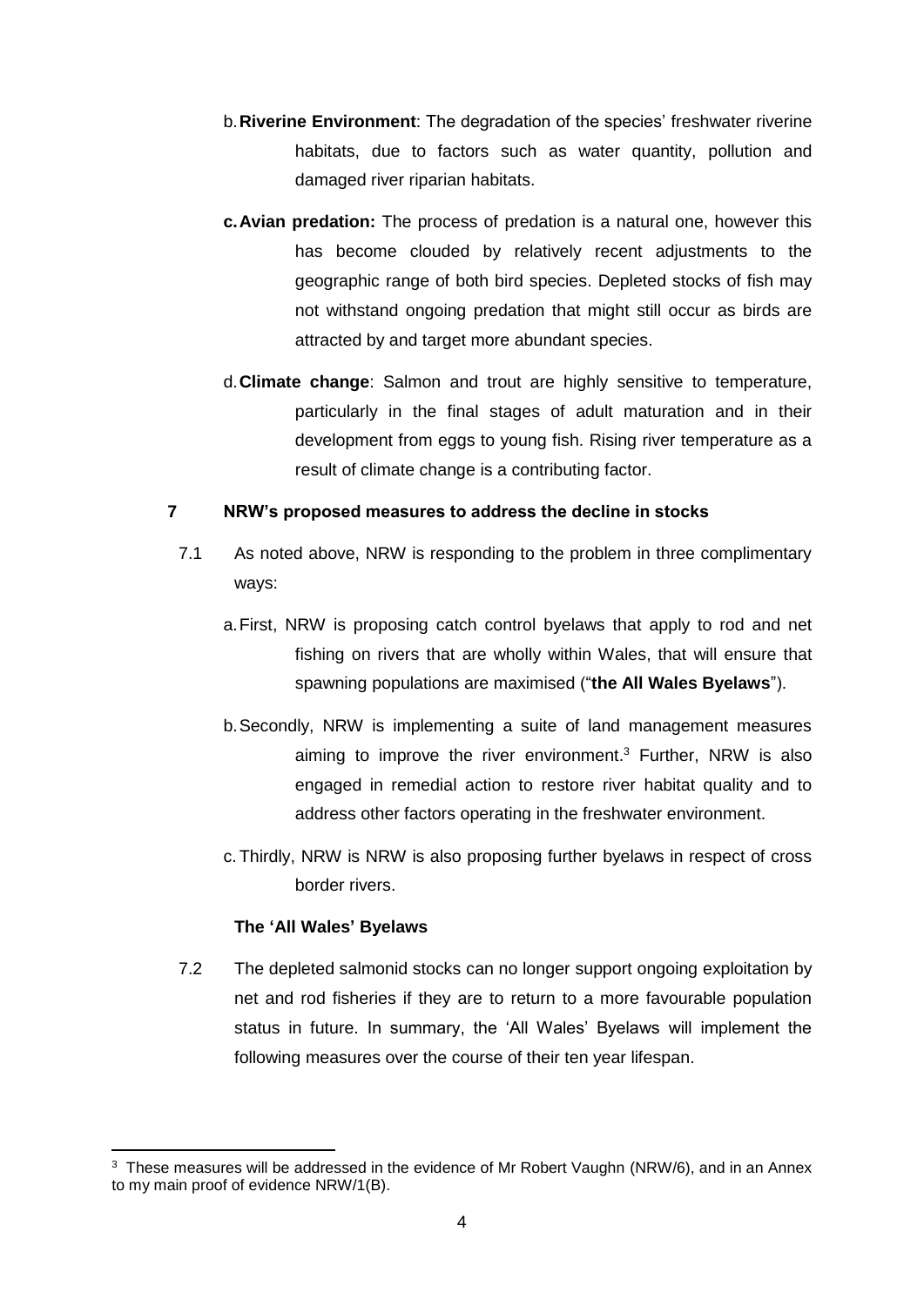b. **Riverine Environment**: The degradation of the species' freshwater riverine habitats, due to factors such as water quantity, pollution and damaged river riparian habitats.

c. **Avian predation:** The process of predation is a natural one, however this has become clouded by relatively recent adjustments to the geographic range of both bird species. Depleted stocks of fish may not withstand ongoing predation that might still occur as birds are attracted by and target more abundant species.

d. **Climate change**: Salmon and trout are highly sensitive to temperature, particularly in the final stages of adult maturation and in their development from eggs to young fish. Rising river temperature as a result of climate change is a contributing factor.

## 7 NRW's proposed measures to address the decline in stocks

7.1 As noted above, NRW is responding to the problem in three complimentary ways:

a. First, NRW is proposing catch control byelaws that apply to rod and net fishing on rivers that are wholly within Wales, that will ensure that spawning populations are maximised ("**the All Wales Byelaws**").

b. Secondly, NRW is implementing a suite of land management measures aiming to improve the river environment.[3] Further, NRW is also engaged in remedial action to restore river habitat quality and to address other factors operating in the freshwater environment.

c. Thirdly, NRW is NRW is also proposing further byelaws in respect of cross border rivers.

### The 'All Wales' Byelaws

7.2 The depleted salmonid stocks can no longer support ongoing exploitation by net and rod fisheries if they are to return to a more favourable population status in future. In summary, the 'All Wales' Byelaws will implement the following measures over the course of their ten year lifespan.

[3] These measures will be addressed in the evidence of Mr Robert Vaughn (NRW/6), and in an Annex to my main proof of evidence NRW/1(B).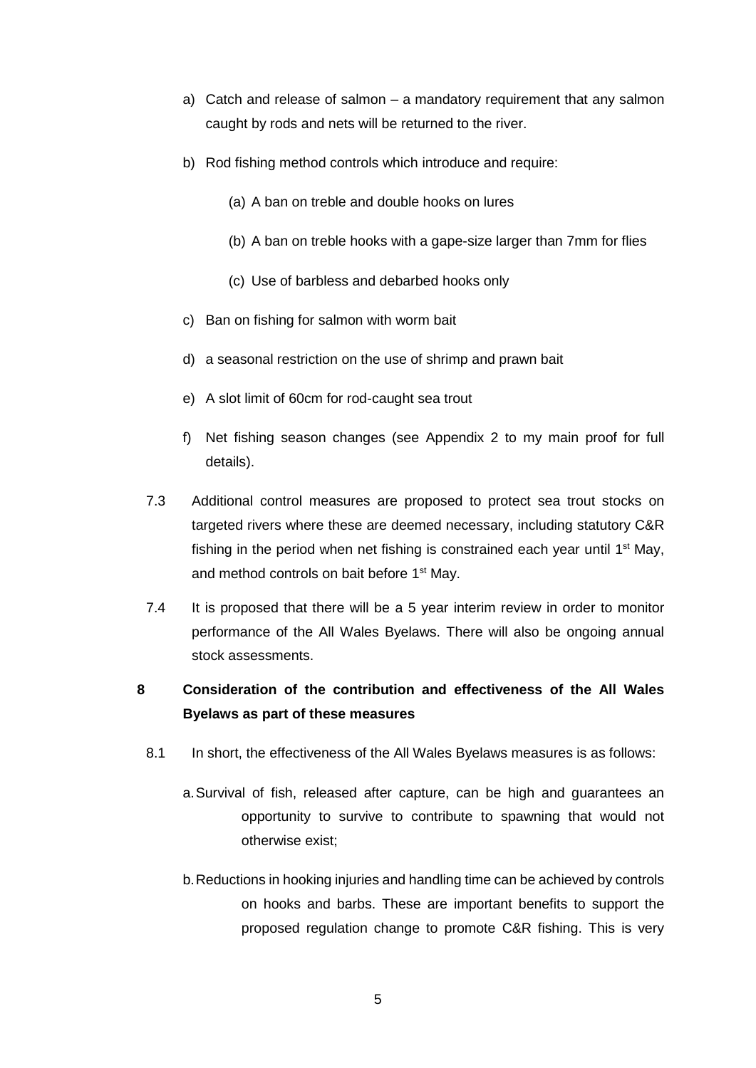a) Catch and release of salmon – a mandatory requirement that any salmon caught by rods and nets will be returned to the river.

b) Rod fishing method controls which introduce and require:

    (a) A ban on treble and double hooks on lures

    (b) A ban on treble hooks with a gape-size larger than 7mm for flies

    (c) Use of barbless and debarbed hooks only

c) Ban on fishing for salmon with worm bait

d) a seasonal restriction on the use of shrimp and prawn bait

e) A slot limit of 60cm for rod-caught sea trout

f) Net fishing season changes (see Appendix 2 to my main proof for full details).

7.3 Additional control measures are proposed to protect sea trout stocks on targeted rivers where these are deemed necessary, including statutory C&R fishing in the period when net fishing is constrained each year until 1st May, and method controls on bait before 1st May.

7.4 It is proposed that there will be a 5 year interim review in order to monitor performance of the All Wales Byelaws. There will also be ongoing annual stock assessments.

## 8 Consideration of the contribution and effectiveness of the All Wales Byelaws as part of these measures

8.1 In short, the effectiveness of the All Wales Byelaws measures is as follows:

a. Survival of fish, released after capture, can be high and guarantees an opportunity to survive to contribute to spawning that would not otherwise exist;

b. Reductions in hooking injuries and handling time can be achieved by controls on hooks and barbs. These are important benefits to support the proposed regulation change to promote C&R fishing. This is very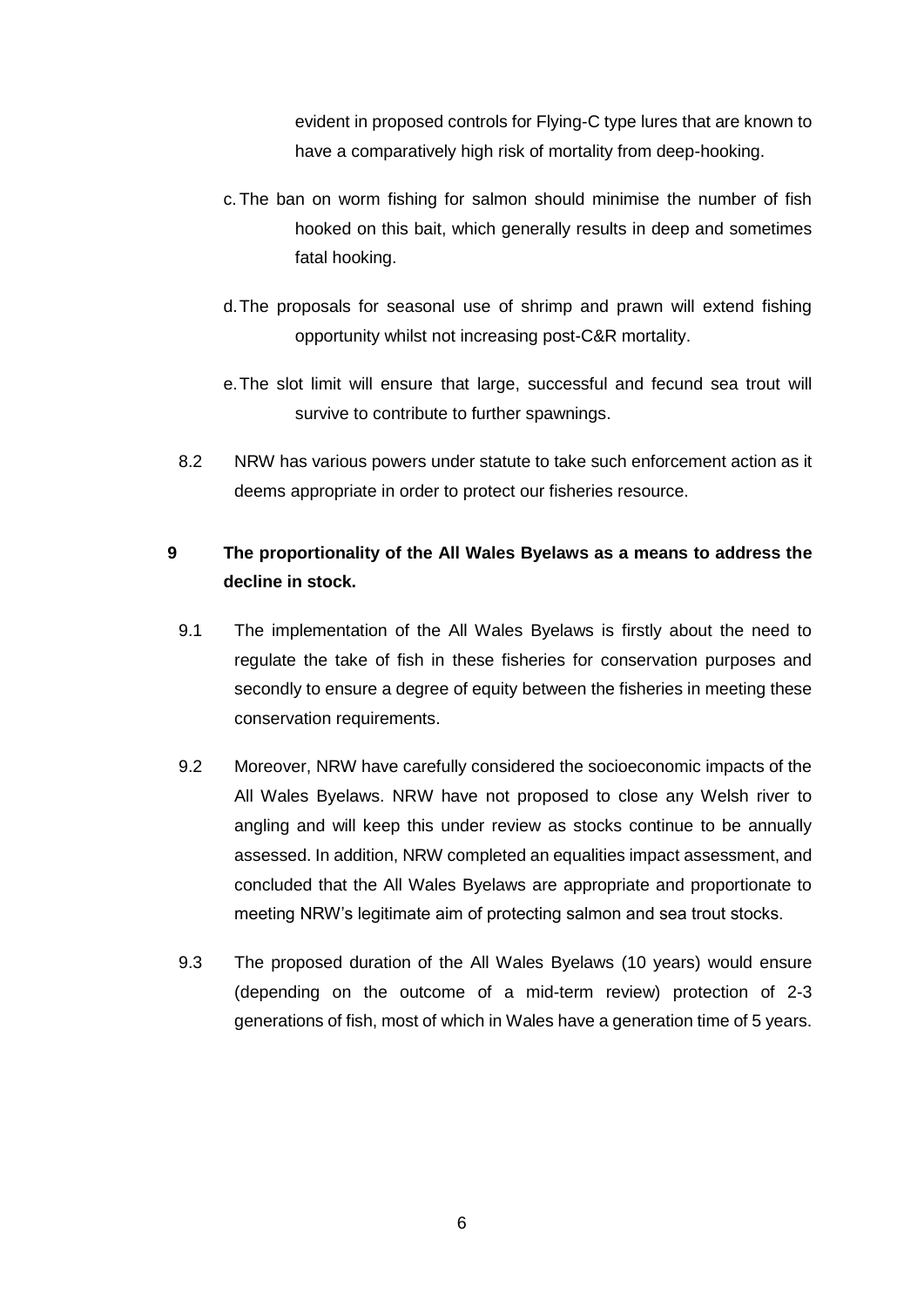evident in proposed controls for Flying-C type lures that are known to have a comparatively high risk of mortality from deep-hooking.

c. The ban on worm fishing for salmon should minimise the number of fish hooked on this bait, which generally results in deep and sometimes fatal hooking.

d. The proposals for seasonal use of shrimp and prawn will extend fishing opportunity whilst not increasing post-C&R mortality.

e. The slot limit will ensure that large, successful and fecund sea trout will survive to contribute to further spawnings.

8.2 NRW has various powers under statute to take such enforcement action as it deems appropriate in order to protect our fisheries resource.

## 9 The proportionality of the All Wales Byelaws as a means to address the decline in stock.

9.1 The implementation of the All Wales Byelaws is firstly about the need to regulate the take of fish in these fisheries for conservation purposes and secondly to ensure a degree of equity between the fisheries in meeting these conservation requirements.

9.2 Moreover, NRW have carefully considered the socioeconomic impacts of the All Wales Byelaws. NRW have not proposed to close any Welsh river to angling and will keep this under review as stocks continue to be annually assessed. In addition, NRW completed an equalities impact assessment, and concluded that the All Wales Byelaws are appropriate and proportionate to meeting NRW's legitimate aim of protecting salmon and sea trout stocks.

9.3 The proposed duration of the All Wales Byelaws (10 years) would ensure (depending on the outcome of a mid-term review) protection of 2-3 generations of fish, most of which in Wales have a generation time of 5 years.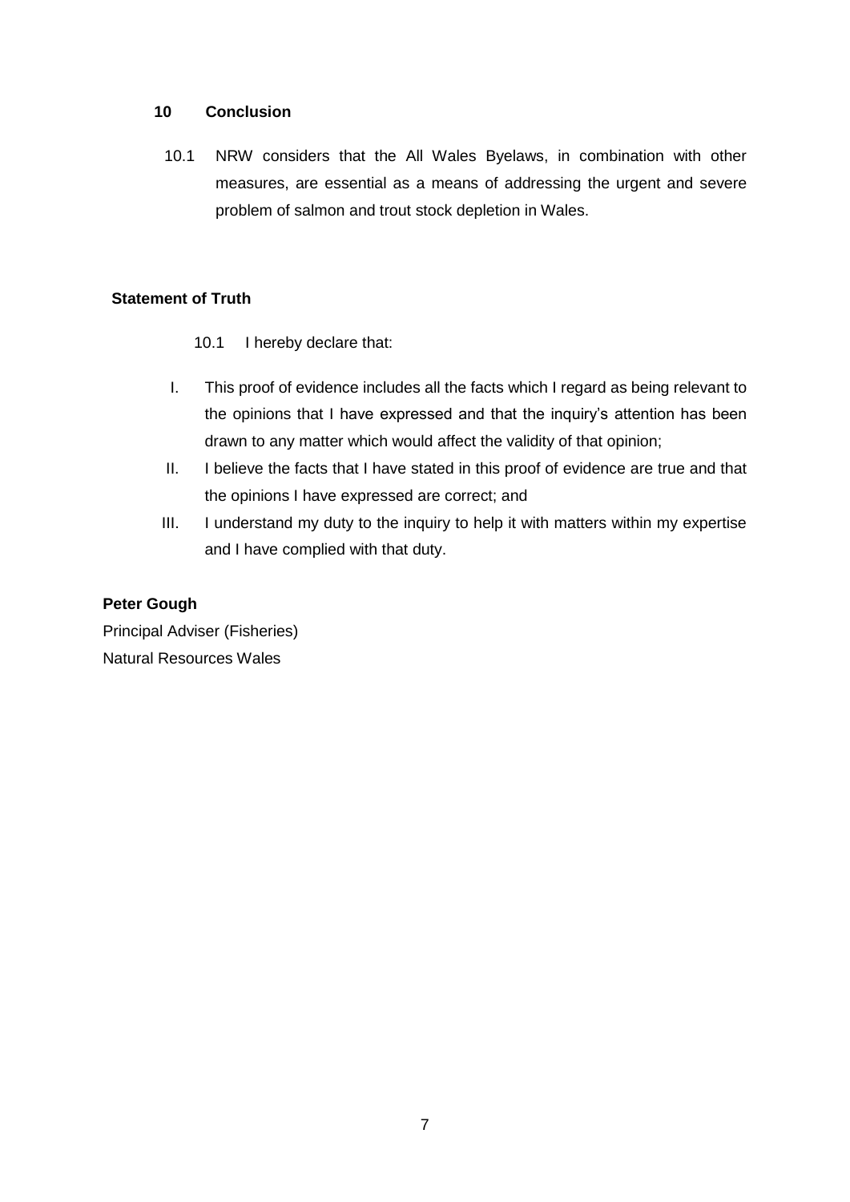## 10 Conclusion

10.1 NRW considers that the All Wales Byelaws, in combination with other measures, are essential as a means of addressing the urgent and severe problem of salmon and trout stock depletion in Wales.

### Statement of Truth

10.1 I hereby declare that:

I. This proof of evidence includes all the facts which I regard as being relevant to the opinions that I have expressed and that the inquiry's attention has been drawn to any matter which would affect the validity of that opinion;

II. I believe the facts that I have stated in this proof of evidence are true and that the opinions I have expressed are correct; and

III. I understand my duty to the inquiry to help it with matters within my expertise and I have complied with that duty.

**Peter Gough**

Principal Adviser (Fisheries)

Natural Resources Wales